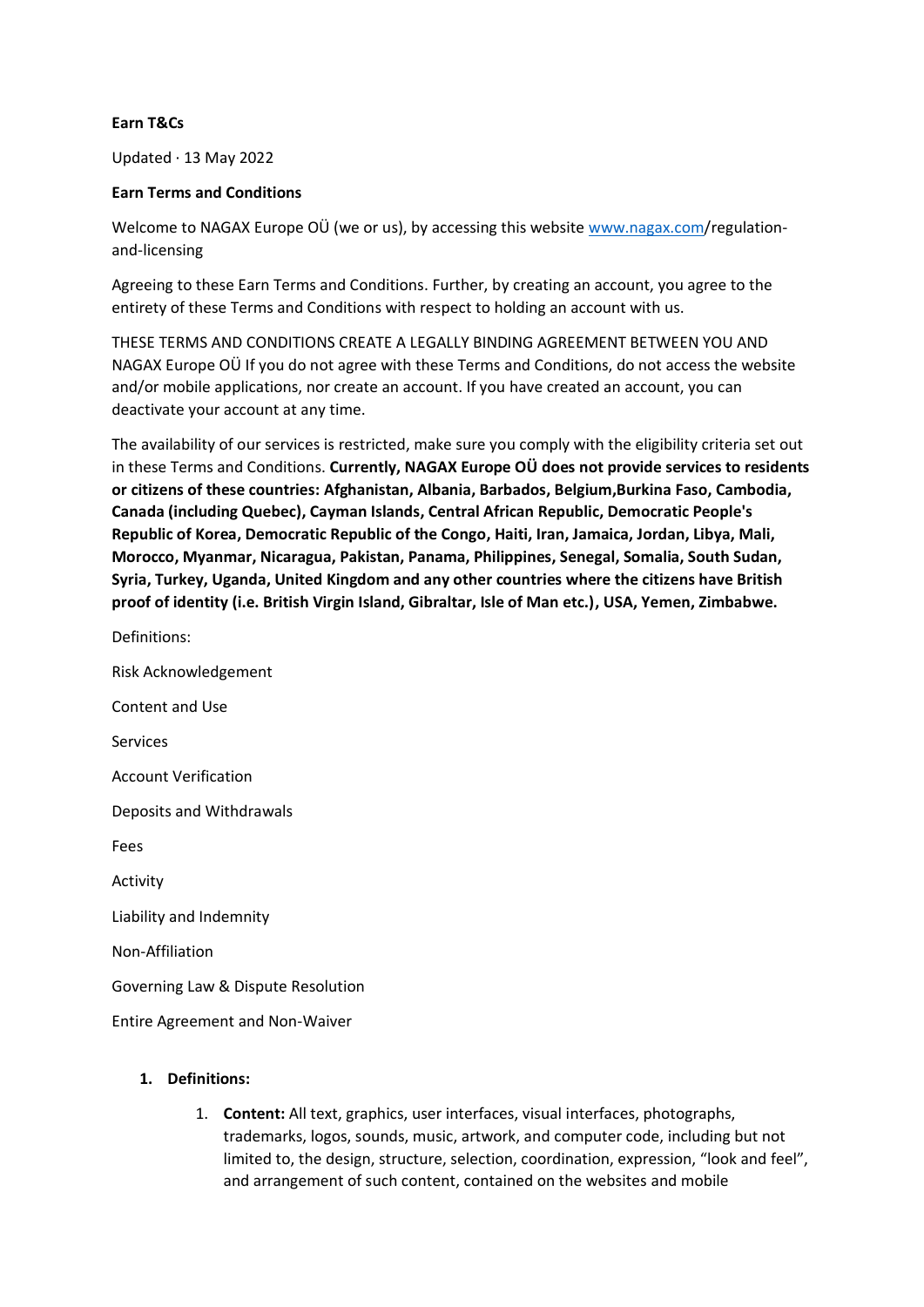**Earn T&Cs**

Updated · 13 May 2022

**Earn Terms and Conditions**

Welcome to NAGAX Europe OÜ (we or us), by accessing this website www.nagax.com/regulation-and-licensing

Agreeing to these Earn Terms and Conditions. Further, by creating an account, you agree to the entirety of these Terms and Conditions with respect to holding an account with us.

THESE TERMS AND CONDITIONS CREATE A LEGALLY BINDING AGREEMENT BETWEEN YOU AND NAGAX Europe OÜ If you do not agree with these Terms and Conditions, do not access the website and/or mobile applications, nor create an account. If you have created an account, you can deactivate your account at any time.

The availability of our services is restricted, make sure you comply with the eligibility criteria set out in these Terms and Conditions. **Currently, NAGAX Europe OÜ does not provide services to residents or citizens of these countries: Afghanistan, Albania, Barbados, Belgium,Burkina Faso, Cambodia, Canada (including Quebec), Cayman Islands, Central African Republic, Democratic People's Republic of Korea, Democratic Republic of the Congo, Haiti, Iran, Jamaica, Jordan, Libya, Mali, Morocco, Myanmar, Nicaragua, Pakistan, Panama, Philippines, Senegal, Somalia, South Sudan, Syria, Turkey, Uganda, United Kingdom and any other countries where the citizens have British proof of identity (i.e. British Virgin Island, Gibraltar, Isle of Man etc.), USA, Yemen, Zimbabwe.**

Definitions:

Risk Acknowledgement

Content and Use

Services

Account Verification

Deposits and Withdrawals

Fees

Activity

Liability and Indemnity

Non-Affiliation

Governing Law & Dispute Resolution

Entire Agreement and Non-Waiver

1. **Definitions:**

    1. **Content:** All text, graphics, user interfaces, visual interfaces, photographs, trademarks, logos, sounds, music, artwork, and computer code, including but not limited to, the design, structure, selection, coordination, expression, "look and feel", and arrangement of such content, contained on the websites and mobile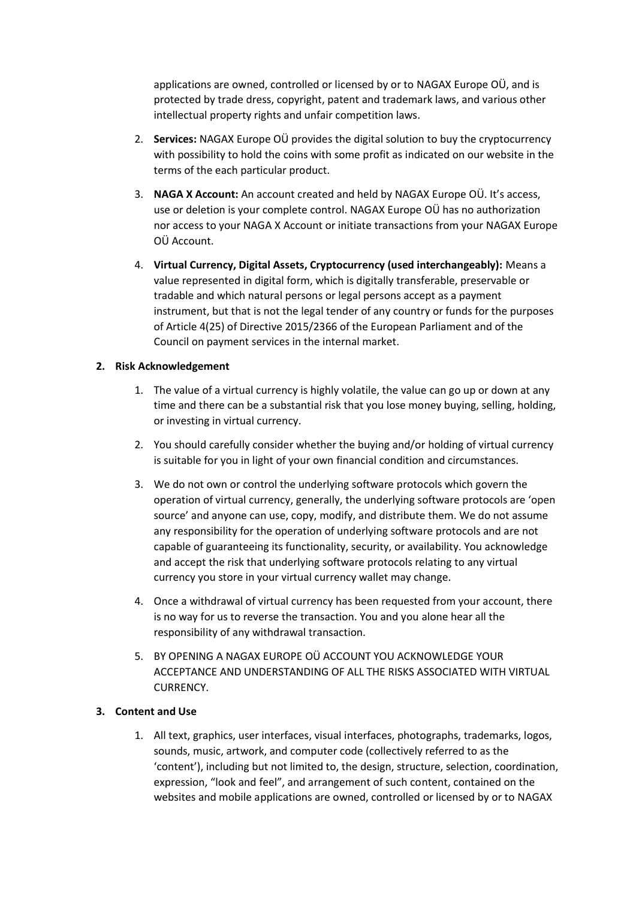applications are owned, controlled or licensed by or to NAGAX Europe OÜ, and is protected by trade dress, copyright, patent and trademark laws, and various other intellectual property rights and unfair competition laws.

2. **Services:** NAGAX Europe OÜ provides the digital solution to buy the cryptocurrency with possibility to hold the coins with some profit as indicated on our website in the terms of the each particular product.

3. **NAGA X Account:** An account created and held by NAGAX Europe OÜ. It's access, use or deletion is your complete control. NAGAX Europe OÜ has no authorization nor access to your NAGA X Account or initiate transactions from your NAGAX Europe OÜ Account.

4. **Virtual Currency, Digital Assets, Cryptocurrency (used interchangeably):** Means a value represented in digital form, which is digitally transferable, preservable or tradable and which natural persons or legal persons accept as a payment instrument, but that is not the legal tender of any country or funds for the purposes of Article 4(25) of Directive 2015/2366 of the European Parliament and of the Council on payment services in the internal market.

**2. Risk Acknowledgement**

1. The value of a virtual currency is highly volatile, the value can go up or down at any time and there can be a substantial risk that you lose money buying, selling, holding, or investing in virtual currency.

2. You should carefully consider whether the buying and/or holding of virtual currency is suitable for you in light of your own financial condition and circumstances.

3. We do not own or control the underlying software protocols which govern the operation of virtual currency, generally, the underlying software protocols are 'open source' and anyone can use, copy, modify, and distribute them. We do not assume any responsibility for the operation of underlying software protocols and are not capable of guaranteeing its functionality, security, or availability. You acknowledge and accept the risk that underlying software protocols relating to any virtual currency you store in your virtual currency wallet may change.

4. Once a withdrawal of virtual currency has been requested from your account, there is no way for us to reverse the transaction. You and you alone hear all the responsibility of any withdrawal transaction.

5. BY OPENING A NAGAX EUROPE OÜ ACCOUNT YOU ACKNOWLEDGE YOUR ACCEPTANCE AND UNDERSTANDING OF ALL THE RISKS ASSOCIATED WITH VIRTUAL CURRENCY.

**3. Content and Use**

1. All text, graphics, user interfaces, visual interfaces, photographs, trademarks, logos, sounds, music, artwork, and computer code (collectively referred to as the 'content'), including but not limited to, the design, structure, selection, coordination, expression, "look and feel", and arrangement of such content, contained on the websites and mobile applications are owned, controlled or licensed by or to NAGAX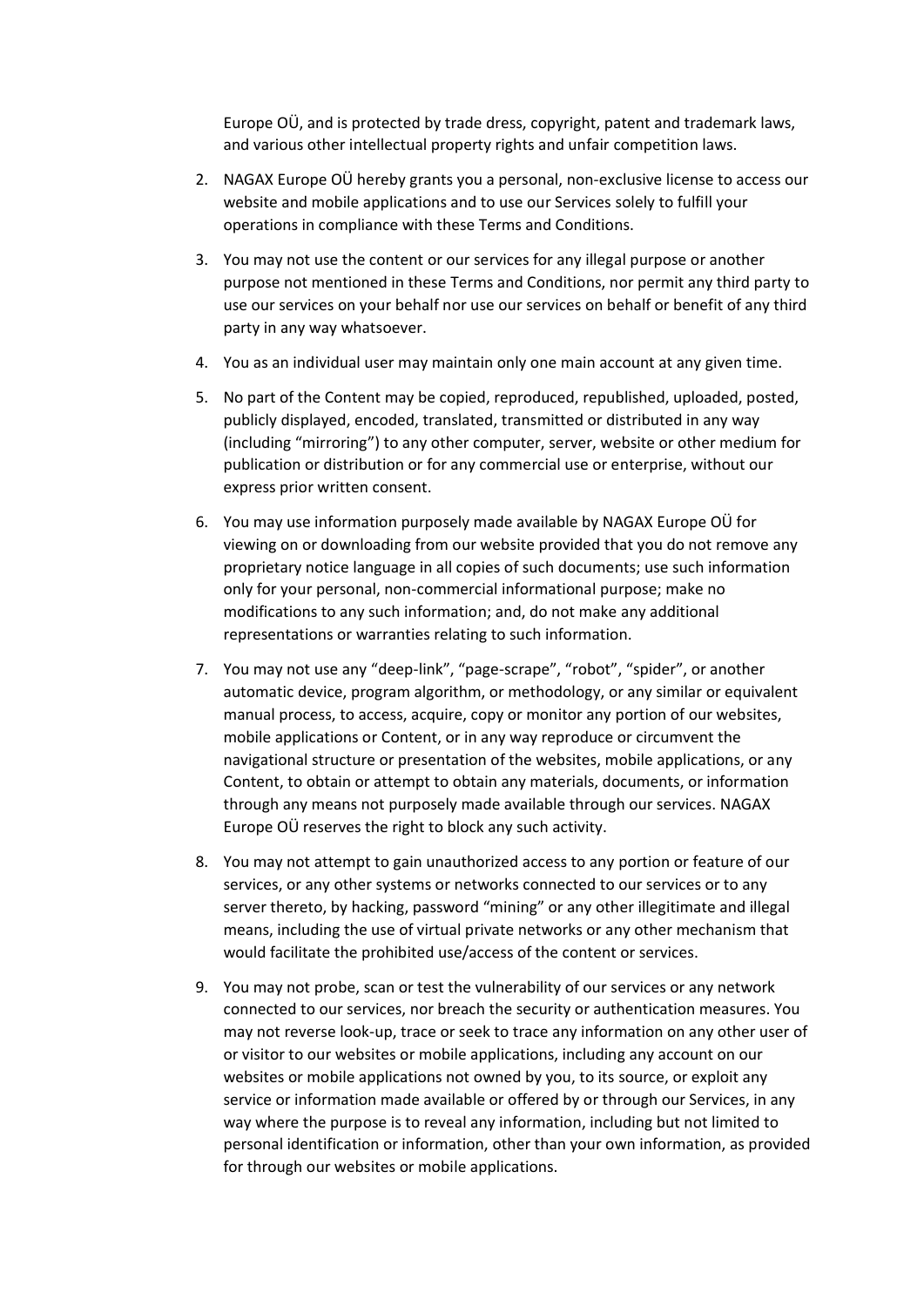Europe OÜ, and is protected by trade dress, copyright, patent and trademark laws, and various other intellectual property rights and unfair competition laws.

2. NAGAX Europe OÜ hereby grants you a personal, non-exclusive license to access our website and mobile applications and to use our Services solely to fulfill your operations in compliance with these Terms and Conditions.

3. You may not use the content or our services for any illegal purpose or another purpose not mentioned in these Terms and Conditions, nor permit any third party to use our services on your behalf nor use our services on behalf or benefit of any third party in any way whatsoever.

4. You as an individual user may maintain only one main account at any given time.

5. No part of the Content may be copied, reproduced, republished, uploaded, posted, publicly displayed, encoded, translated, transmitted or distributed in any way (including "mirroring") to any other computer, server, website or other medium for publication or distribution or for any commercial use or enterprise, without our express prior written consent.

6. You may use information purposely made available by NAGAX Europe OÜ for viewing on or downloading from our website provided that you do not remove any proprietary notice language in all copies of such documents; use such information only for your personal, non-commercial informational purpose; make no modifications to any such information; and, do not make any additional representations or warranties relating to such information.

7. You may not use any "deep-link", "page-scrape", "robot", "spider", or another automatic device, program algorithm, or methodology, or any similar or equivalent manual process, to access, acquire, copy or monitor any portion of our websites, mobile applications or Content, or in any way reproduce or circumvent the navigational structure or presentation of the websites, mobile applications, or any Content, to obtain or attempt to obtain any materials, documents, or information through any means not purposely made available through our services. NAGAX Europe OÜ reserves the right to block any such activity.

8. You may not attempt to gain unauthorized access to any portion or feature of our services, or any other systems or networks connected to our services or to any server thereto, by hacking, password "mining" or any other illegitimate and illegal means, including the use of virtual private networks or any other mechanism that would facilitate the prohibited use/access of the content or services.

9. You may not probe, scan or test the vulnerability of our services or any network connected to our services, nor breach the security or authentication measures. You may not reverse look-up, trace or seek to trace any information on any other user of or visitor to our websites or mobile applications, including any account on our websites or mobile applications not owned by you, to its source, or exploit any service or information made available or offered by or through our Services, in any way where the purpose is to reveal any information, including but not limited to personal identification or information, other than your own information, as provided for through our websites or mobile applications.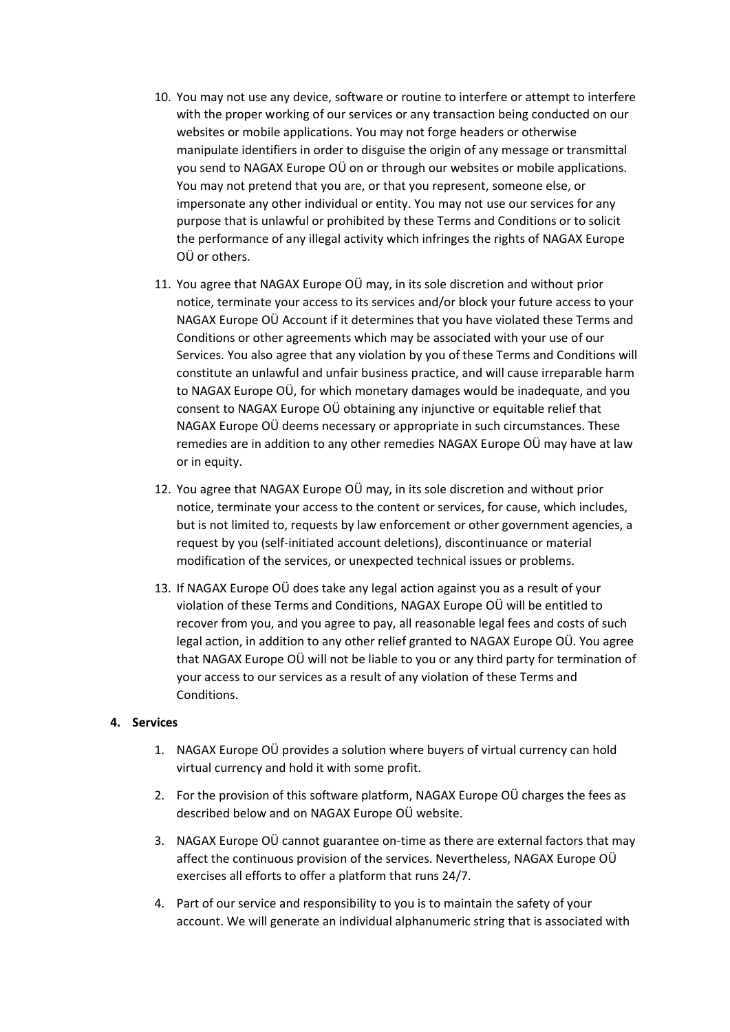10. You may not use any device, software or routine to interfere or attempt to interfere with the proper working of our services or any transaction being conducted on our websites or mobile applications. You may not forge headers or otherwise manipulate identifiers in order to disguise the origin of any message or transmittal you send to NAGAX Europe OÜ on or through our websites or mobile applications. You may not pretend that you are, or that you represent, someone else, or impersonate any other individual or entity. You may not use our services for any purpose that is unlawful or prohibited by these Terms and Conditions or to solicit the performance of any illegal activity which infringes the rights of NAGAX Europe OÜ or others.

11. You agree that NAGAX Europe OÜ may, in its sole discretion and without prior notice, terminate your access to its services and/or block your future access to your NAGAX Europe OÜ Account if it determines that you have violated these Terms and Conditions or other agreements which may be associated with your use of our Services. You also agree that any violation by you of these Terms and Conditions will constitute an unlawful and unfair business practice, and will cause irreparable harm to NAGAX Europe OÜ, for which monetary damages would be inadequate, and you consent to NAGAX Europe OÜ obtaining any injunctive or equitable relief that NAGAX Europe OÜ deems necessary or appropriate in such circumstances. These remedies are in addition to any other remedies NAGAX Europe OÜ may have at law or in equity.

12. You agree that NAGAX Europe OÜ may, in its sole discretion and without prior notice, terminate your access to the content or services, for cause, which includes, but is not limited to, requests by law enforcement or other government agencies, a request by you (self-initiated account deletions), discontinuance or material modification of the services, or unexpected technical issues or problems.

13. If NAGAX Europe OÜ does take any legal action against you as a result of your violation of these Terms and Conditions, NAGAX Europe OÜ will be entitled to recover from you, and you agree to pay, all reasonable legal fees and costs of such legal action, in addition to any other relief granted to NAGAX Europe OÜ. You agree that NAGAX Europe OÜ will not be liable to you or any third party for termination of your access to our services as a result of any violation of these Terms and Conditions.

**4. Services**

1. NAGAX Europe OÜ provides a solution where buyers of virtual currency can hold virtual currency and hold it with some profit.

2. For the provision of this software platform, NAGAX Europe OÜ charges the fees as described below and on NAGAX Europe OÜ website.

3. NAGAX Europe OÜ cannot guarantee on-time as there are external factors that may affect the continuous provision of the services. Nevertheless, NAGAX Europe OÜ exercises all efforts to offer a platform that runs 24/7.

4. Part of our service and responsibility to you is to maintain the safety of your account. We will generate an individual alphanumeric string that is associated with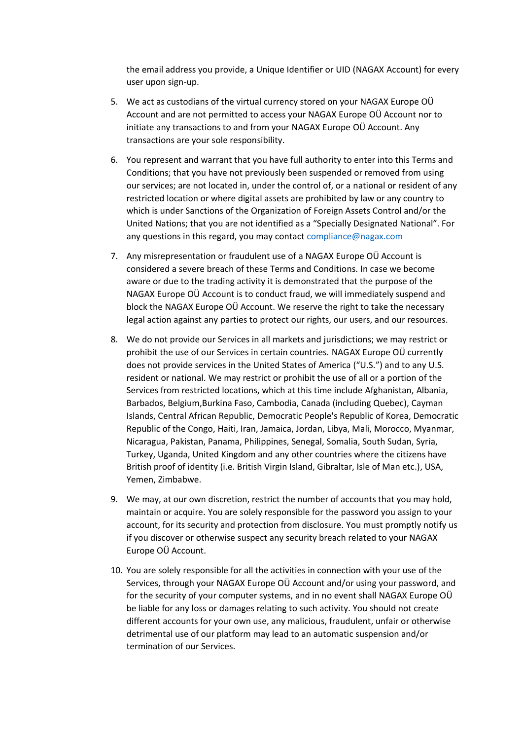the email address you provide, a Unique Identifier or UID (NAGAX Account) for every user upon sign-up.

5. We act as custodians of the virtual currency stored on your NAGAX Europe OÜ Account and are not permitted to access your NAGAX Europe OÜ Account nor to initiate any transactions to and from your NAGAX Europe OÜ Account. Any transactions are your sole responsibility.

6. You represent and warrant that you have full authority to enter into this Terms and Conditions; that you have not previously been suspended or removed from using our services; are not located in, under the control of, or a national or resident of any restricted location or where digital assets are prohibited by law or any country to which is under Sanctions of the Organization of Foreign Assets Control and/or the United Nations; that you are not identified as a "Specially Designated National". For any questions in this regard, you may contact [compliance@nagax.com](mailto:compliance@nagax.com)

7. Any misrepresentation or fraudulent use of a NAGAX Europe OÜ Account is considered a severe breach of these Terms and Conditions. In case we become aware or due to the trading activity it is demonstrated that the purpose of the NAGAX Europe OÜ Account is to conduct fraud, we will immediately suspend and block the NAGAX Europe OÜ Account. We reserve the right to take the necessary legal action against any parties to protect our rights, our users, and our resources.

8. We do not provide our Services in all markets and jurisdictions; we may restrict or prohibit the use of our Services in certain countries. NAGAX Europe OÜ currently does not provide services in the United States of America ("U.S.") and to any U.S. resident or national. We may restrict or prohibit the use of all or a portion of the Services from restricted locations, which at this time include Afghanistan, Albania, Barbados, Belgium,Burkina Faso, Cambodia, Canada (including Quebec), Cayman Islands, Central African Republic, Democratic People's Republic of Korea, Democratic Republic of the Congo, Haiti, Iran, Jamaica, Jordan, Libya, Mali, Morocco, Myanmar, Nicaragua, Pakistan, Panama, Philippines, Senegal, Somalia, South Sudan, Syria, Turkey, Uganda, United Kingdom and any other countries where the citizens have British proof of identity (i.e. British Virgin Island, Gibraltar, Isle of Man etc.), USA, Yemen, Zimbabwe.

9. We may, at our own discretion, restrict the number of accounts that you may hold, maintain or acquire. You are solely responsible for the password you assign to your account, for its security and protection from disclosure. You must promptly notify us if you discover or otherwise suspect any security breach related to your NAGAX Europe OÜ Account.

10. You are solely responsible for all the activities in connection with your use of the Services, through your NAGAX Europe OÜ Account and/or using your password, and for the security of your computer systems, and in no event shall NAGAX Europe OÜ be liable for any loss or damages relating to such activity. You should not create different accounts for your own use, any malicious, fraudulent, unfair or otherwise detrimental use of our platform may lead to an automatic suspension and/or termination of our Services.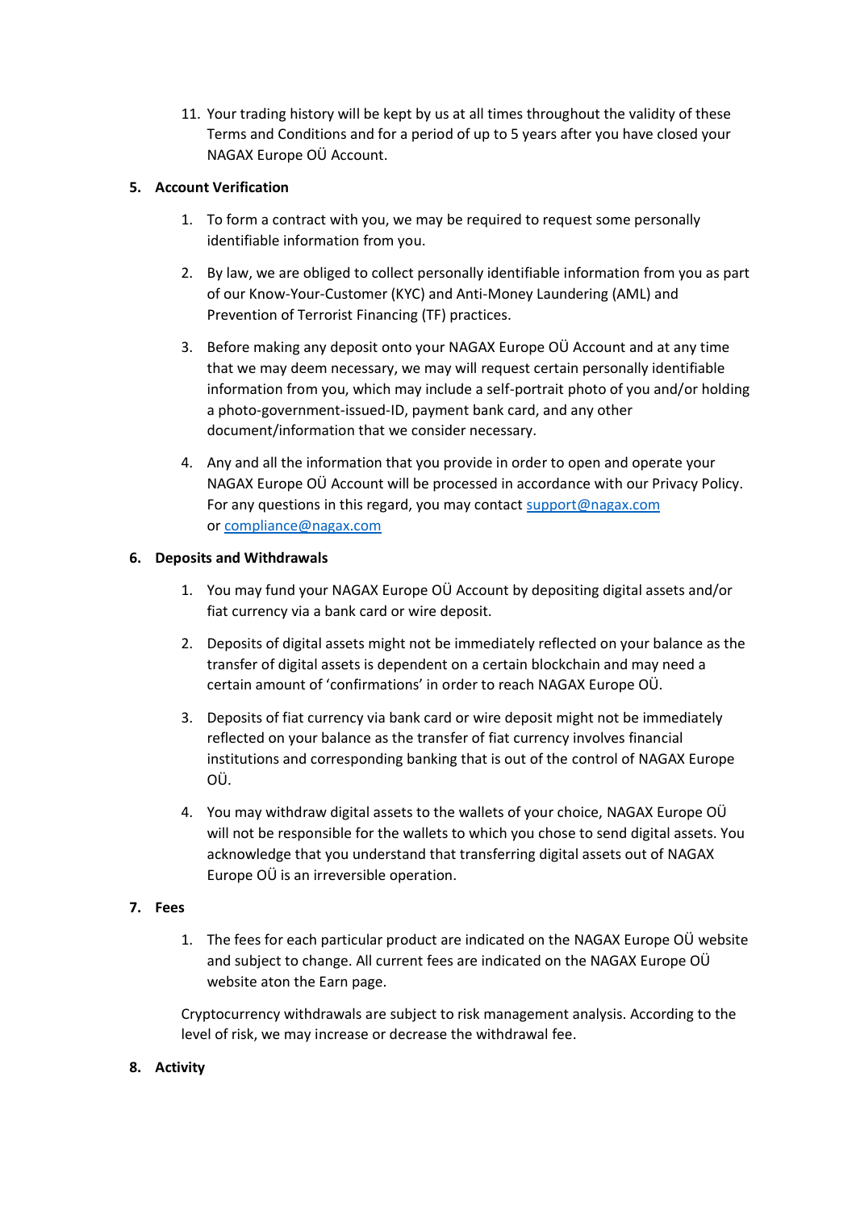11. Your trading history will be kept by us at all times throughout the validity of these Terms and Conditions and for a period of up to 5 years after you have closed your NAGAX Europe OÜ Account.

## 5. Account Verification

1. To form a contract with you, we may be required to request some personally identifiable information from you.

2. By law, we are obliged to collect personally identifiable information from you as part of our Know-Your-Customer (KYC) and Anti-Money Laundering (AML) and Prevention of Terrorist Financing (TF) practices.

3. Before making any deposit onto your NAGAX Europe OÜ Account and at any time that we may deem necessary, we may will request certain personally identifiable information from you, which may include a self-portrait photo of you and/or holding a photo-government-issued-ID, payment bank card, and any other document/information that we consider necessary.

4. Any and all the information that you provide in order to open and operate your NAGAX Europe OÜ Account will be processed in accordance with our Privacy Policy. For any questions in this regard, you may contact [support@nagax.com](mailto:support@nagax.com) or [compliance@nagax.com](mailto:compliance@nagax.com)

## 6. Deposits and Withdrawals

1. You may fund your NAGAX Europe OÜ Account by depositing digital assets and/or fiat currency via a bank card or wire deposit.

2. Deposits of digital assets might not be immediately reflected on your balance as the transfer of digital assets is dependent on a certain blockchain and may need a certain amount of 'confirmations' in order to reach NAGAX Europe OÜ.

3. Deposits of fiat currency via bank card or wire deposit might not be immediately reflected on your balance as the transfer of fiat currency involves financial institutions and corresponding banking that is out of the control of NAGAX Europe OÜ.

4. You may withdraw digital assets to the wallets of your choice, NAGAX Europe OÜ will not be responsible for the wallets to which you chose to send digital assets. You acknowledge that you understand that transferring digital assets out of NAGAX Europe OÜ is an irreversible operation.

## 7. Fees

1. The fees for each particular product are indicated on the NAGAX Europe OÜ website and subject to change. All current fees are indicated on the NAGAX Europe OÜ website aton the Earn page.

Cryptocurrency withdrawals are subject to risk management analysis. According to the level of risk, we may increase or decrease the withdrawal fee.

## 8. Activity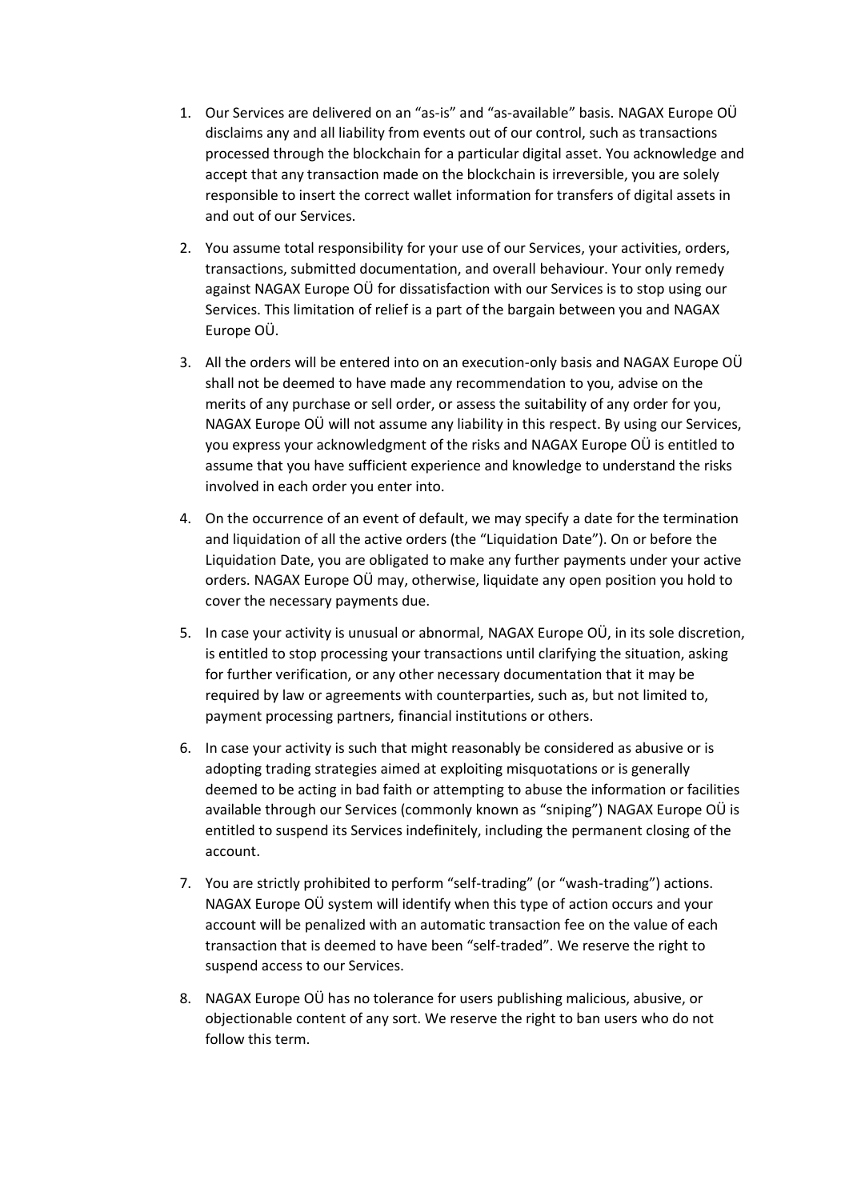1. Our Services are delivered on an "as-is" and "as-available" basis. NAGAX Europe OÜ disclaims any and all liability from events out of our control, such as transactions processed through the blockchain for a particular digital asset. You acknowledge and accept that any transaction made on the blockchain is irreversible, you are solely responsible to insert the correct wallet information for transfers of digital assets in and out of our Services.

2. You assume total responsibility for your use of our Services, your activities, orders, transactions, submitted documentation, and overall behaviour. Your only remedy against NAGAX Europe OÜ for dissatisfaction with our Services is to stop using our Services. This limitation of relief is a part of the bargain between you and NAGAX Europe OÜ.

3. All the orders will be entered into on an execution-only basis and NAGAX Europe OÜ shall not be deemed to have made any recommendation to you, advise on the merits of any purchase or sell order, or assess the suitability of any order for you, NAGAX Europe OÜ will not assume any liability in this respect. By using our Services, you express your acknowledgment of the risks and NAGAX Europe OÜ is entitled to assume that you have sufficient experience and knowledge to understand the risks involved in each order you enter into.

4. On the occurrence of an event of default, we may specify a date for the termination and liquidation of all the active orders (the "Liquidation Date"). On or before the Liquidation Date, you are obligated to make any further payments under your active orders. NAGAX Europe OÜ may, otherwise, liquidate any open position you hold to cover the necessary payments due.

5. In case your activity is unusual or abnormal, NAGAX Europe OÜ, in its sole discretion, is entitled to stop processing your transactions until clarifying the situation, asking for further verification, or any other necessary documentation that it may be required by law or agreements with counterparties, such as, but not limited to, payment processing partners, financial institutions or others.

6. In case your activity is such that might reasonably be considered as abusive or is adopting trading strategies aimed at exploiting misquotations or is generally deemed to be acting in bad faith or attempting to abuse the information or facilities available through our Services (commonly known as "sniping") NAGAX Europe OÜ is entitled to suspend its Services indefinitely, including the permanent closing of the account.

7. You are strictly prohibited to perform "self-trading" (or "wash-trading") actions. NAGAX Europe OÜ system will identify when this type of action occurs and your account will be penalized with an automatic transaction fee on the value of each transaction that is deemed to have been "self-traded". We reserve the right to suspend access to our Services.

8. NAGAX Europe OÜ has no tolerance for users publishing malicious, abusive, or objectionable content of any sort. We reserve the right to ban users who do not follow this term.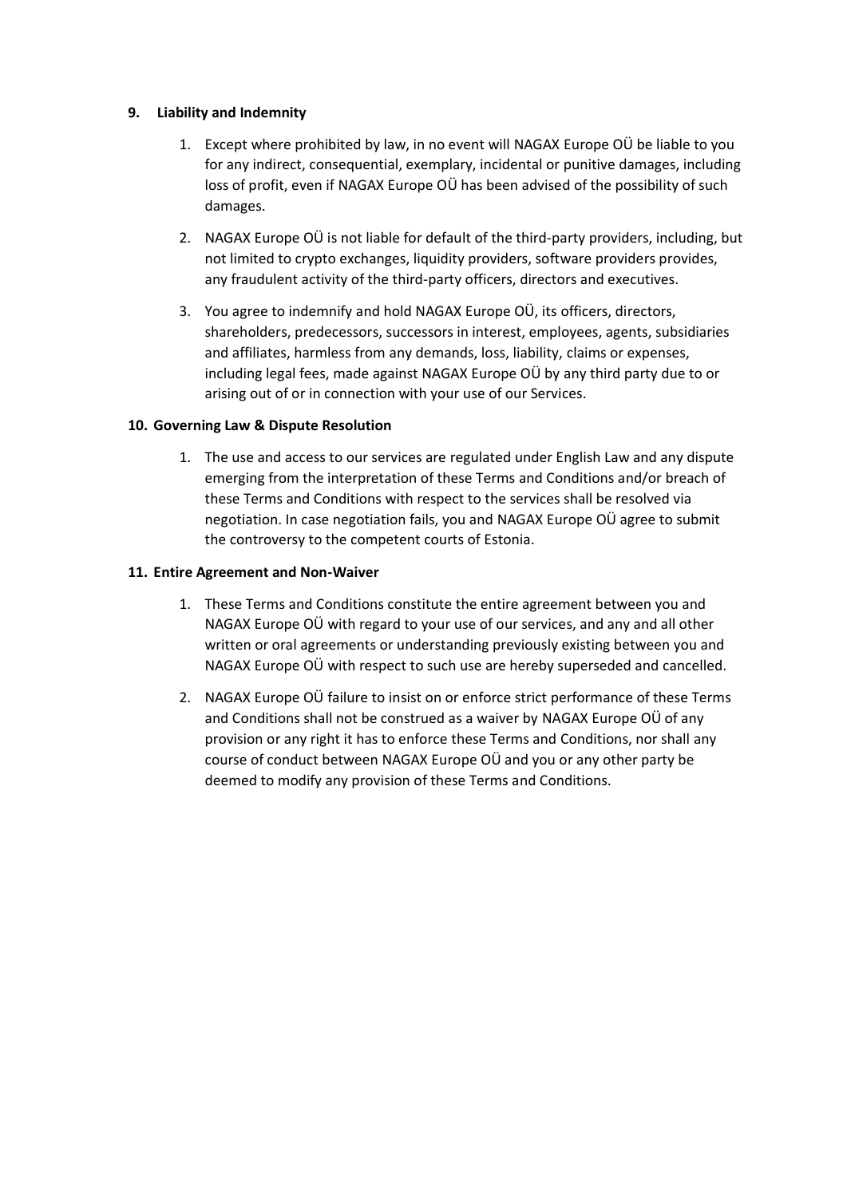## 9. Liability and Indemnity

1. Except where prohibited by law, in no event will NAGAX Europe OÜ be liable to you for any indirect, consequential, exemplary, incidental or punitive damages, including loss of profit, even if NAGAX Europe OÜ has been advised of the possibility of such damages.

2. NAGAX Europe OÜ is not liable for default of the third-party providers, including, but not limited to crypto exchanges, liquidity providers, software providers provides, any fraudulent activity of the third-party officers, directors and executives.

3. You agree to indemnify and hold NAGAX Europe OÜ, its officers, directors, shareholders, predecessors, successors in interest, employees, agents, subsidiaries and affiliates, harmless from any demands, loss, liability, claims or expenses, including legal fees, made against NAGAX Europe OÜ by any third party due to or arising out of or in connection with your use of our Services.

## 10. Governing Law & Dispute Resolution

1. The use and access to our services are regulated under English Law and any dispute emerging from the interpretation of these Terms and Conditions and/or breach of these Terms and Conditions with respect to the services shall be resolved via negotiation. In case negotiation fails, you and NAGAX Europe OÜ agree to submit the controversy to the competent courts of Estonia.

## 11. Entire Agreement and Non-Waiver

1. These Terms and Conditions constitute the entire agreement between you and NAGAX Europe OÜ with regard to your use of our services, and any and all other written or oral agreements or understanding previously existing between you and NAGAX Europe OÜ with respect to such use are hereby superseded and cancelled.

2. NAGAX Europe OÜ failure to insist on or enforce strict performance of these Terms and Conditions shall not be construed as a waiver by NAGAX Europe OÜ of any provision or any right it has to enforce these Terms and Conditions, nor shall any course of conduct between NAGAX Europe OÜ and you or any other party be deemed to modify any provision of these Terms and Conditions.